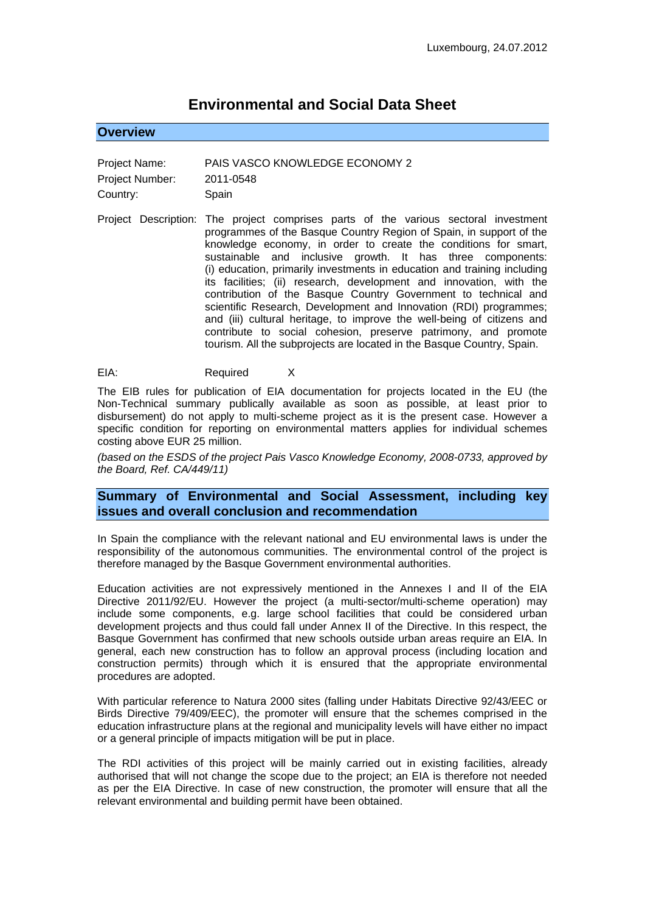Luxembourg, 24.07.2012

# Environmental and Social Data Sheet

## Overview

Project Name: PAIS VASCO KNOWLEDGE ECONOMY 2

Project Number: 2011-0548

Country: Spain

Project Description: The project comprises parts of the various sectoral investment programmes of the Basque Country Region of Spain, in support of the knowledge economy, in order to create the conditions for smart, sustainable and inclusive growth. It has three components: (i) education, primarily investments in education and training including its facilities; (ii) research, development and innovation, with the contribution of the Basque Country Government to technical and scientific Research, Development and Innovation (RDI) programmes; and (iii) cultural heritage, to improve the well-being of citizens and contribute to social cohesion, preserve patrimony, and promote tourism. All the subprojects are located in the Basque Country, Spain.

EIA: Required X

The EIB rules for publication of EIA documentation for projects located in the EU (the Non-Technical summary publically available as soon as possible, at least prior to disbursement) do not apply to multi-scheme project as it is the present case. However a specific condition for reporting on environmental matters applies for individual schemes costing above EUR 25 million.

*(based on the ESDS of the project Pais Vasco Knowledge Economy, 2008-0733, approved by the Board, Ref. CA/449/11)*

## Summary of Environmental and Social Assessment, including key issues and overall conclusion and recommendation

In Spain the compliance with the relevant national and EU environmental laws is under the responsibility of the autonomous communities. The environmental control of the project is therefore managed by the Basque Government environmental authorities.

Education activities are not expressively mentioned in the Annexes I and II of the EIA Directive 2011/92/EU. However the project (a multi-sector/multi-scheme operation) may include some components, e.g. large school facilities that could be considered urban development projects and thus could fall under Annex II of the Directive. In this respect, the Basque Government has confirmed that new schools outside urban areas require an EIA. In general, each new construction has to follow an approval process (including location and construction permits) through which it is ensured that the appropriate environmental procedures are adopted.

With particular reference to Natura 2000 sites (falling under Habitats Directive 92/43/EEC or Birds Directive 79/409/EEC), the promoter will ensure that the schemes comprised in the education infrastructure plans at the regional and municipality levels will have either no impact or a general principle of impacts mitigation will be put in place.

The RDI activities of this project will be mainly carried out in existing facilities, already authorised that will not change the scope due to the project; an EIA is therefore not needed as per the EIA Directive. In case of new construction, the promoter will ensure that all the relevant environmental and building permit have been obtained.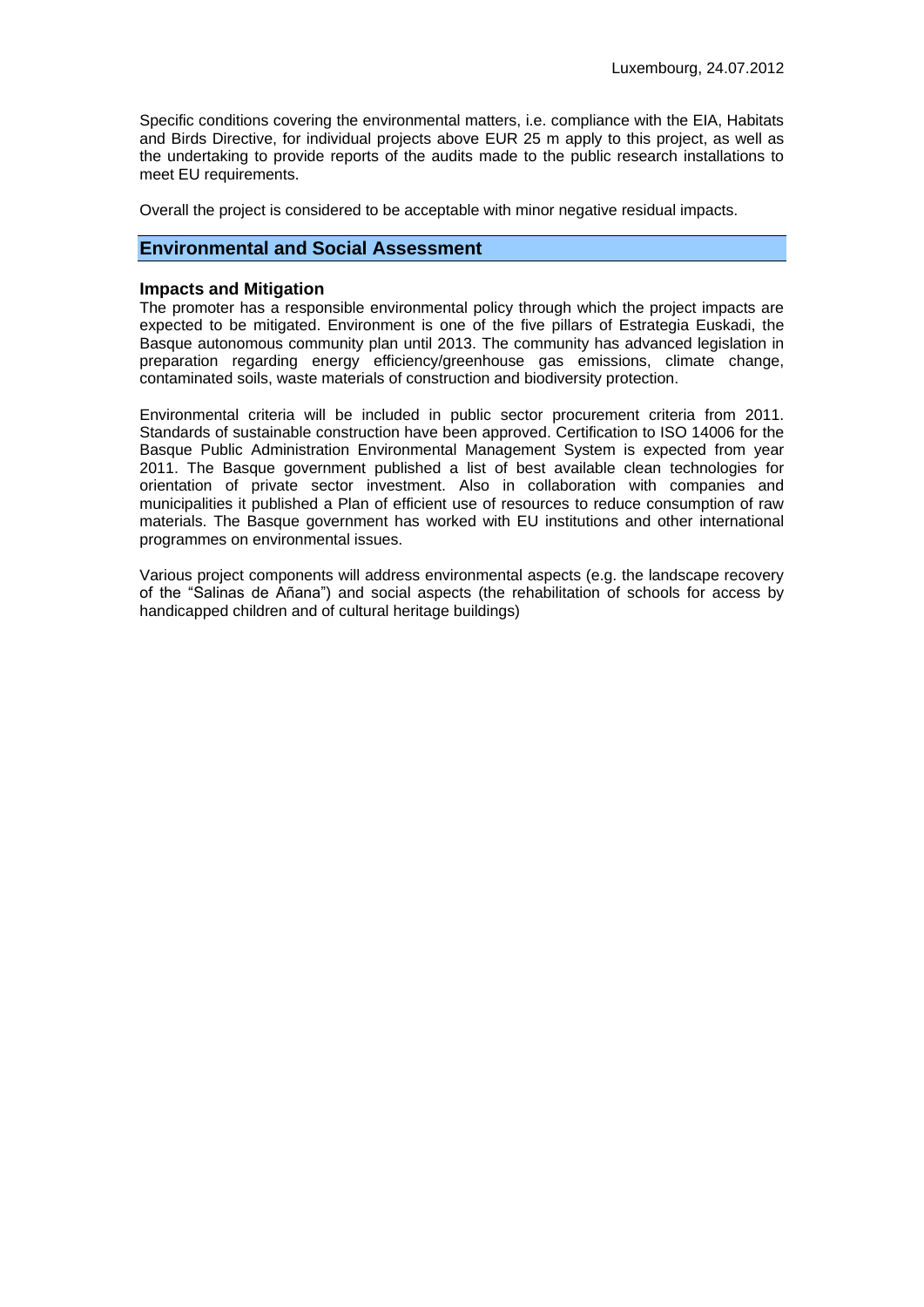Luxembourg, 24.07.2012

Specific conditions covering the environmental matters, i.e. compliance with the EIA, Habitats and Birds Directive, for individual projects above EUR 25 m apply to this project, as well as the undertaking to provide reports of the audits made to the public research installations to meet EU requirements.

Overall the project is considered to be acceptable with minor negative residual impacts.

## Environmental and Social Assessment

### Impacts and Mitigation

The promoter has a responsible environmental policy through which the project impacts are expected to be mitigated. Environment is one of the five pillars of Estrategia Euskadi, the Basque autonomous community plan until 2013. The community has advanced legislation in preparation regarding energy efficiency/greenhouse gas emissions, climate change, contaminated soils, waste materials of construction and biodiversity protection.

Environmental criteria will be included in public sector procurement criteria from 2011. Standards of sustainable construction have been approved. Certification to ISO 14006 for the Basque Public Administration Environmental Management System is expected from year 2011. The Basque government published a list of best available clean technologies for orientation of private sector investment. Also in collaboration with companies and municipalities it published a Plan of efficient use of resources to reduce consumption of raw materials. The Basque government has worked with EU institutions and other international programmes on environmental issues.

Various project components will address environmental aspects (e.g. the landscape recovery of the "Salinas de Añana") and social aspects (the rehabilitation of schools for access by handicapped children and of cultural heritage buildings)